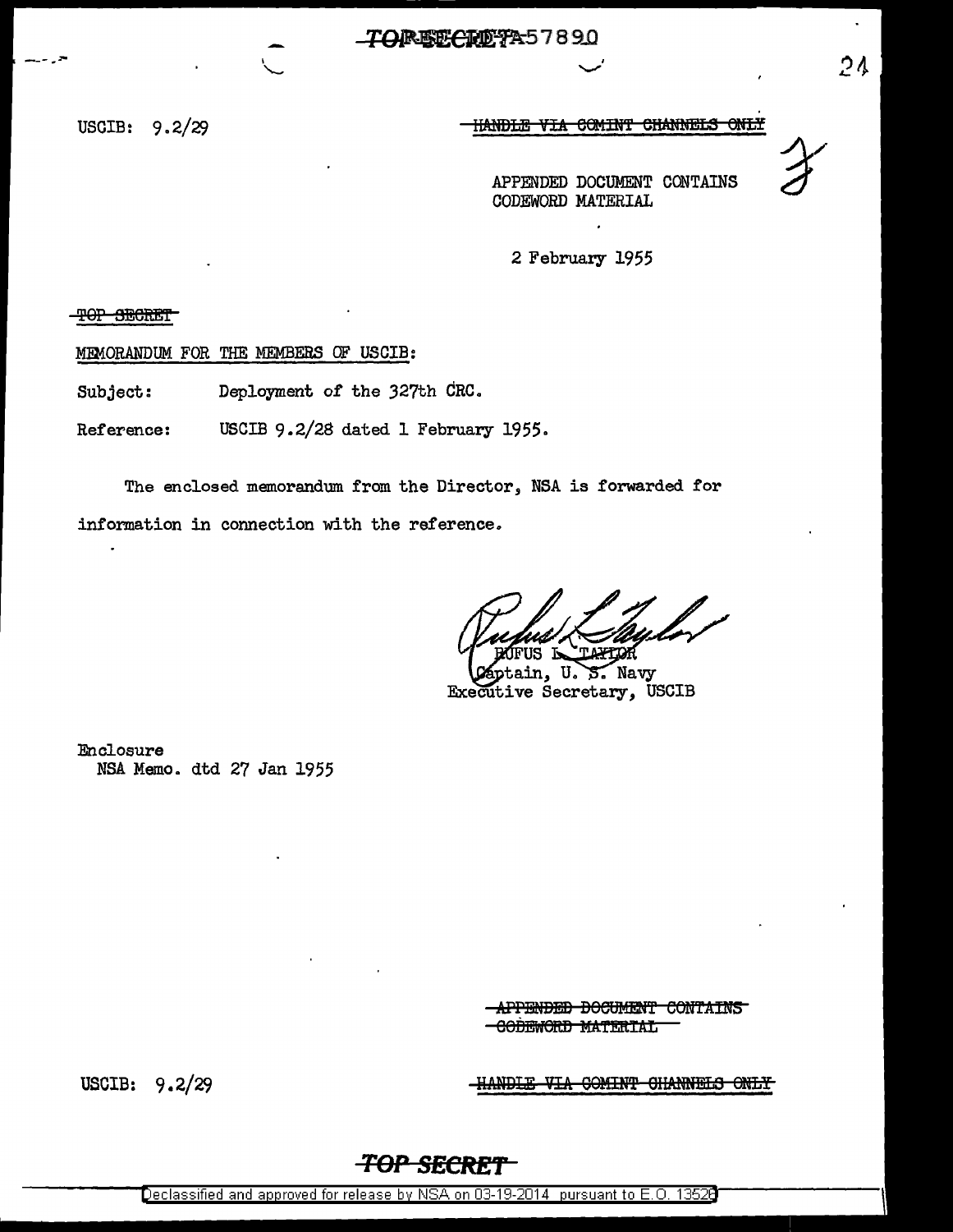~~TOP SECRET~~ A57890

USCIB: 9.2/29

~~HANDLE VIA COMINT CHANNELS ONLY~~

APPENDED DOCUMENT CONTAINS CODEWORD MATERIAL

2 February 1955

~~TOP SECRET~~

MEMORANDUM FOR THE MEMBERS OF USCIB:

Subject: Deployment of the 327th CRC.

Reference: USCIB 9.2/28 dated 1 February 1955.

The enclosed memorandum from the Director, NSA is forwarded for information in connection with the reference.

RUFUS L. TAYLOR
Captain, U. S. Navy
Executive Secretary, USCIB

Enclosure
NSA Memo. dtd 27 Jan 1955

~~APPENDED DOCUMENT CONTAINS CODEWORD MATERIAL~~

USCIB: 9.2/29

~~HANDLE VIA COMINT CHANNELS ONLY~~

~~TOP SECRET~~

Declassified and approved for release by NSA on 03-19-2014 pursuant to E.O. 13526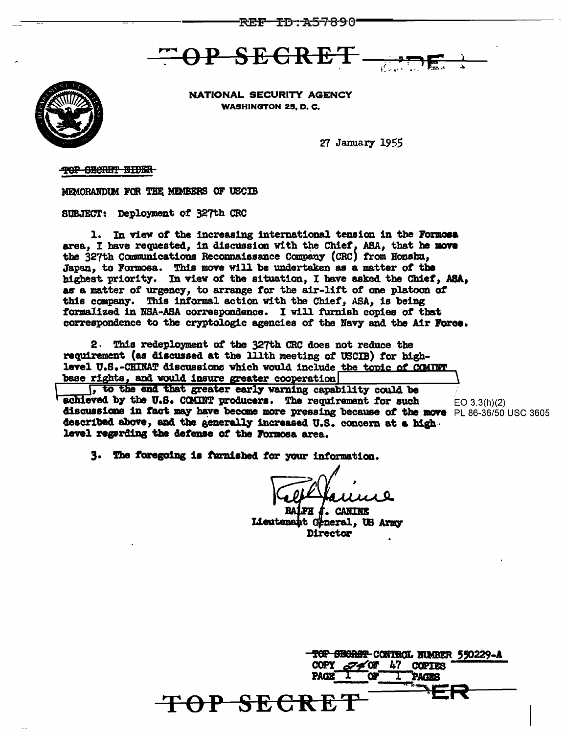REF ID:A57890

TOP SECRET

NATIONAL SECURITY AGENCY
WASHINGTON 25, D. C.

27 January 1955

~~TOP SECRET EIDER~~

MEMORANDUM FOR THE MEMBERS OF USCIB

SUBJECT: Deployment of 327th CRC

1. In view of the increasing international tension in the Formosa area, I have requested, in discussion with the Chief, ASA, that he move the 327th Communications Reconnaissance Company (CRC) from Honshu, Japan, to Formosa. This move will be undertaken as a matter of the highest priority. In view of the situation, I have asked the Chief, ASA, as a matter of urgency, to arrange for the air-lift of one platoon of this company. This informal action with the Chief, ASA, is being formalized in NSA-ASA correspondence. I will furnish copies of that correspondence to the cryptologic agencies of the Navy and the Air Force.

2. This redeployment of the 327th CRC does not reduce the requirement (as discussed at the 111th meeting of USCIB) for high-level U.S.-CHINAT discussions which would include the topic of COMINT base rights, and would insure greater cooperation [          ], to the end that greater early warning capability could be achieved by the U.S. COMINT producers. The requirement for such discussions in fact may have become more pressing because of the move described above, and the generally increased U.S. concern at a high-level regarding the defense of the Formosa area.

EO 3.3(h)(2)
PL 86-36/50 USC 3605

3. The foregoing is furnished for your information.

RALPH J. CANINE
Lieutenant General, US Army
Director

~~TOP SECRET~~ CONTROL NUMBER 550229-A
COPY 24 OF 47 COPIES
PAGE 1 OF 1 PAGES

TOP SECRET